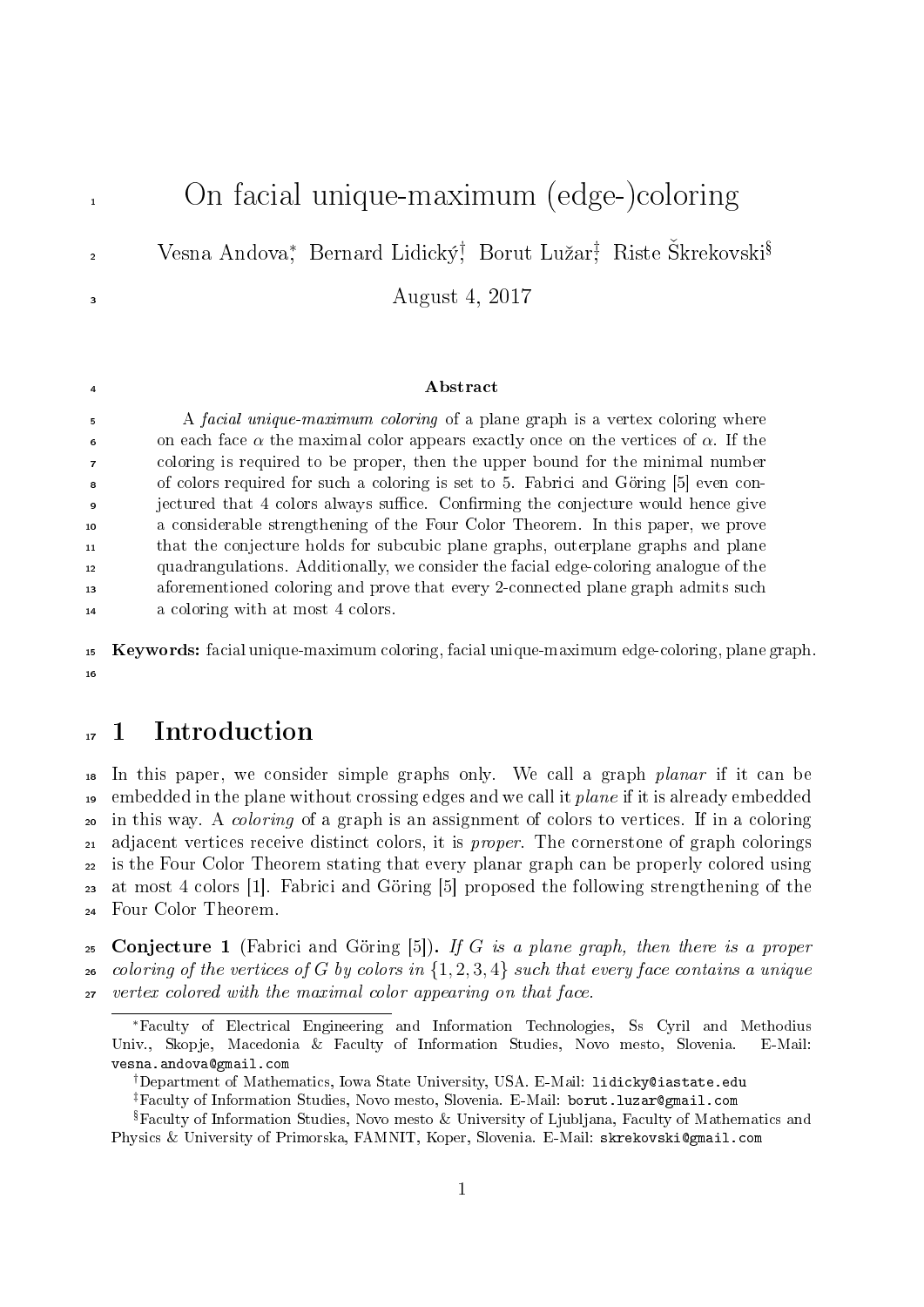# On facial unique-maximum (edge-)coloring

Vesna Andova[*], Bernard Lidický[†], Borut Lužar[‡], Riste Škrekovski[§]

August 4, 2017

**Abstract**

A *facial unique-maximum coloring* of a plane graph is a vertex coloring where on each face $\alpha$ the maximal color appears exactly once on the vertices of $\alpha$. If the coloring is required to be proper, then the upper bound for the minimal number of colors required for such a coloring is set to 5. Fabrici and Göring [5] even conjectured that 4 colors always suffice. Confirming the conjecture would hence give a considerable strengthening of the Four Color Theorem. In this paper, we prove that the conjecture holds for subcubic plane graphs, outerplane graphs and plane quadrangulations. Additionally, we consider the facial edge-coloring analogue of the aforementioned coloring and prove that every 2-connected plane graph admits such a coloring with at most 4 colors.

**Keywords:** facial unique-maximum coloring, facial unique-maximum edge-coloring, plane graph.

## 1 Introduction

In this paper, we consider simple graphs only. We call a graph *planar* if it can be embedded in the plane without crossing edges and we call it *plane* if it is already embedded in this way. A *coloring* of a graph is an assignment of colors to vertices. If in a coloring adjacent vertices receive distinct colors, it is *proper*. The cornerstone of graph colorings is the Four Color Theorem stating that every planar graph can be properly colored using at most 4 colors [1]. Fabrici and Göring [5] proposed the following strengthening of the Four Color Theorem.

**Conjecture 1** (Fabrici and Göring [5]). *If $G$ is a plane graph, then there is a proper coloring of the vertices of $G$ by colors in $\{1, 2, 3, 4\}$ such that every face contains a unique vertex colored with the maximal color appearing on that face.*

---

[*] Faculty of Electrical Engineering and Information Technologies, Ss Cyril and Methodius Univ., Skopje, Macedonia & Faculty of Information Studies, Novo mesto, Slovenia. E-Mail: vesna.andova@gmail.com

[†] Department of Mathematics, Iowa State University, USA. E-Mail: lidicky@iastate.edu

[‡] Faculty of Information Studies, Novo mesto, Slovenia. E-Mail: borut.luzar@gmail.com

[§] Faculty of Information Studies, Novo mesto & University of Ljubljana, Faculty of Mathematics and Physics & University of Primorska, FAMNIT, Koper, Slovenia. E-Mail: skrekovski@gmail.com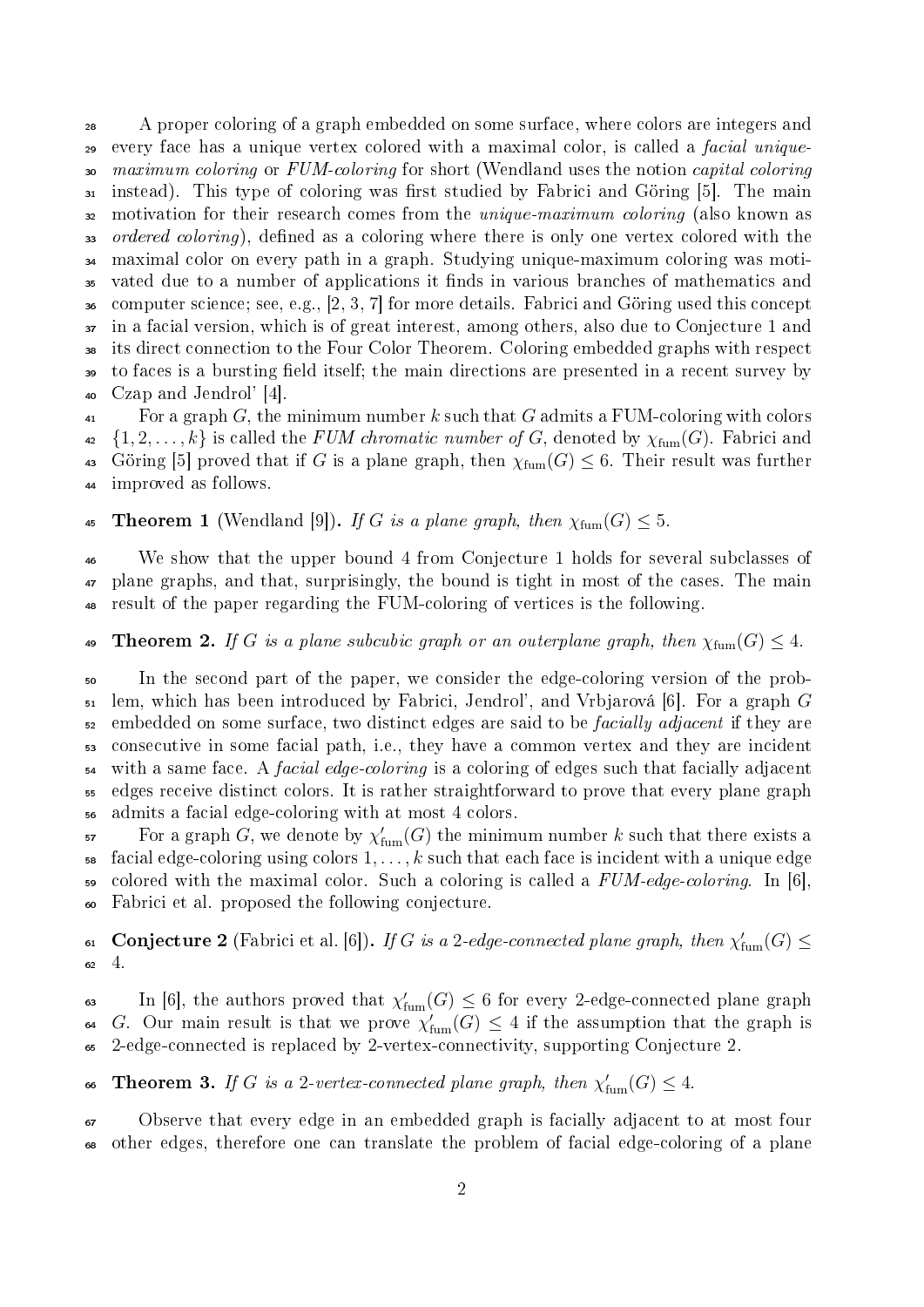A proper coloring of a graph embedded on some surface, where colors are integers and every face has a unique vertex colored with a maximal color, is called a *facial unique-maximum coloring* or *FUM-coloring* for short (Wendland uses the notion *capital coloring* instead). This type of coloring was first studied by Fabrici and Göring [5]. The main motivation for their research comes from the *unique-maximum coloring* (also known as *ordered coloring*), defined as a coloring where there is only one vertex colored with the maximal color on every path in a graph. Studying unique-maximum coloring was motivated due to a number of applications it finds in various branches of mathematics and computer science; see, e.g., [2, 3, 7] for more details. Fabrici and Göring used this concept in a facial version, which is of great interest, among others, also due to Conjecture 1 and its direct connection to the Four Color Theorem. Coloring embedded graphs with respect to faces is a bursting field itself; the main directions are presented in a recent survey by Czap and Jendrol' [4].

For a graph $G$, the minimum number $k$ such that $G$ admits a FUM-coloring with colors $\{1, 2, \dots, k\}$ is called the *FUM chromatic number of* $G$, denoted by $\chi_{\text{fum}}(G)$. Fabrici and Göring [5] proved that if $G$ is a plane graph, then $\chi_{\text{fum}}(G) \leq 6$. Their result was further improved as follows.

**Theorem 1** (Wendland [9])**.** *If $G$ is a plane graph, then $\chi_{\text{fum}}(G) \leq 5$.*

We show that the upper bound 4 from Conjecture 1 holds for several subclasses of plane graphs, and that, surprisingly, the bound is tight in most of the cases. The main result of the paper regarding the FUM-coloring of vertices is the following.

**Theorem 2.** *If $G$ is a plane subcubic graph or an outerplane graph, then $\chi_{\text{fum}}(G) \leq 4$.*

In the second part of the paper, we consider the edge-coloring version of the problem, which has been introduced by Fabrici, Jendrol', and Vrbjarová [6]. For a graph $G$ embedded on some surface, two distinct edges are said to be *facially adjacent* if they are consecutive in some facial path, i.e., they have a common vertex and they are incident with a same face. A *facial edge-coloring* is a coloring of edges such that facially adjacent edges receive distinct colors. It is rather straightforward to prove that every plane graph admits a facial edge-coloring with at most 4 colors.

For a graph $G$, we denote by $\chi'_{\text{fum}}(G)$ the minimum number $k$ such that there exists a facial edge-coloring using colors $1, \dots, k$ such that each face is incident with a unique edge colored with the maximal color. Such a coloring is called a *FUM-edge-coloring*. In [6], Fabrici et al. proposed the following conjecture.

**Conjecture 2** (Fabrici et al. [6])**.** *If $G$ is a 2-edge-connected plane graph, then $\chi'_{\text{fum}}(G) \leq 4$.*

In [6], the authors proved that $\chi'_{\text{fum}}(G) \leq 6$ for every 2-edge-connected plane graph $G$. Our main result is that we prove $\chi'_{\text{fum}}(G) \leq 4$ if the assumption that the graph is 2-edge-connected is replaced by 2-vertex-connectivity, supporting Conjecture 2.

**Theorem 3.** *If $G$ is a 2-vertex-connected plane graph, then $\chi'_{\text{fum}}(G) \leq 4$.*

Observe that every edge in an embedded graph is facially adjacent to at most four other edges, therefore one can translate the problem of facial edge-coloring of a plane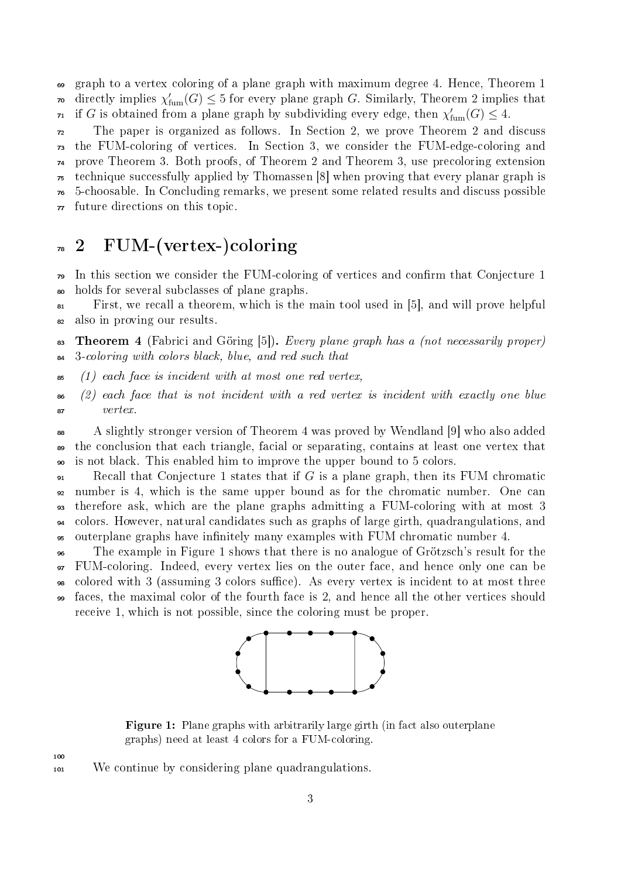graph to a vertex coloring of a plane graph with maximum degree 4. Hence, Theorem 1 directly implies $\chi'_{\text{fum}}(G) \le 5$ for every plane graph $G$. Similarly, Theorem 2 implies that if $G$ is obtained from a plane graph by subdividing every edge, then $\chi'_{\text{fum}}(G) \le 4$.

The paper is organized as follows. In Section 2, we prove Theorem 2 and discuss the FUM-coloring of vertices. In Section 3, we consider the FUM-edge-coloring and prove Theorem 3. Both proofs, of Theorem 2 and Theorem 3, use precoloring extension technique successfully applied by Thomassen [8] when proving that every planar graph is 5-choosable. In Concluding remarks, we present some related results and discuss possible future directions on this topic.

## 2 FUM-(vertex-)coloring

In this section we consider the FUM-coloring of vertices and confirm that Conjecture 1 holds for several subclasses of plane graphs.

First, we recall a theorem, which is the main tool used in [5], and will prove helpful also in proving our results.

**Theorem 4** (Fabrici and Göring [5]). *Every plane graph has a (not necessarily proper) 3-coloring with colors black, blue, and red such that*

*(1) each face is incident with at most one red vertex,*

*(2) each face that is not incident with a red vertex is incident with exactly one blue vertex.*

A slightly stronger version of Theorem 4 was proved by Wendland [9] who also added the conclusion that each triangle, facial or separating, contains at least one vertex that is not black. This enabled him to improve the upper bound to 5 colors.

Recall that Conjecture 1 states that if $G$ is a plane graph, then its FUM chromatic number is 4, which is the same upper bound as for the chromatic number. One can therefore ask, which are the plane graphs admitting a FUM-coloring with at most 3 colors. However, natural candidates such as graphs of large girth, quadrangulations, and outerplane graphs have infinitely many examples with FUM chromatic number 4.

The example in Figure 1 shows that there is no analogue of Grötzsch's result for the FUM-coloring. Indeed, every vertex lies on the outer face, and hence only one can be colored with 3 (assuming 3 colors suffice). As every vertex is incident to at most three faces, the maximal color of the fourth face is 2, and hence all the other vertices should receive 1, which is not possible, since the coloring must be proper.

**Figure 1:** Plane graphs with arbitrarily large girth (in fact also outerplane graphs) need at least 4 colors for a FUM-coloring.

We continue by considering plane quadrangulations.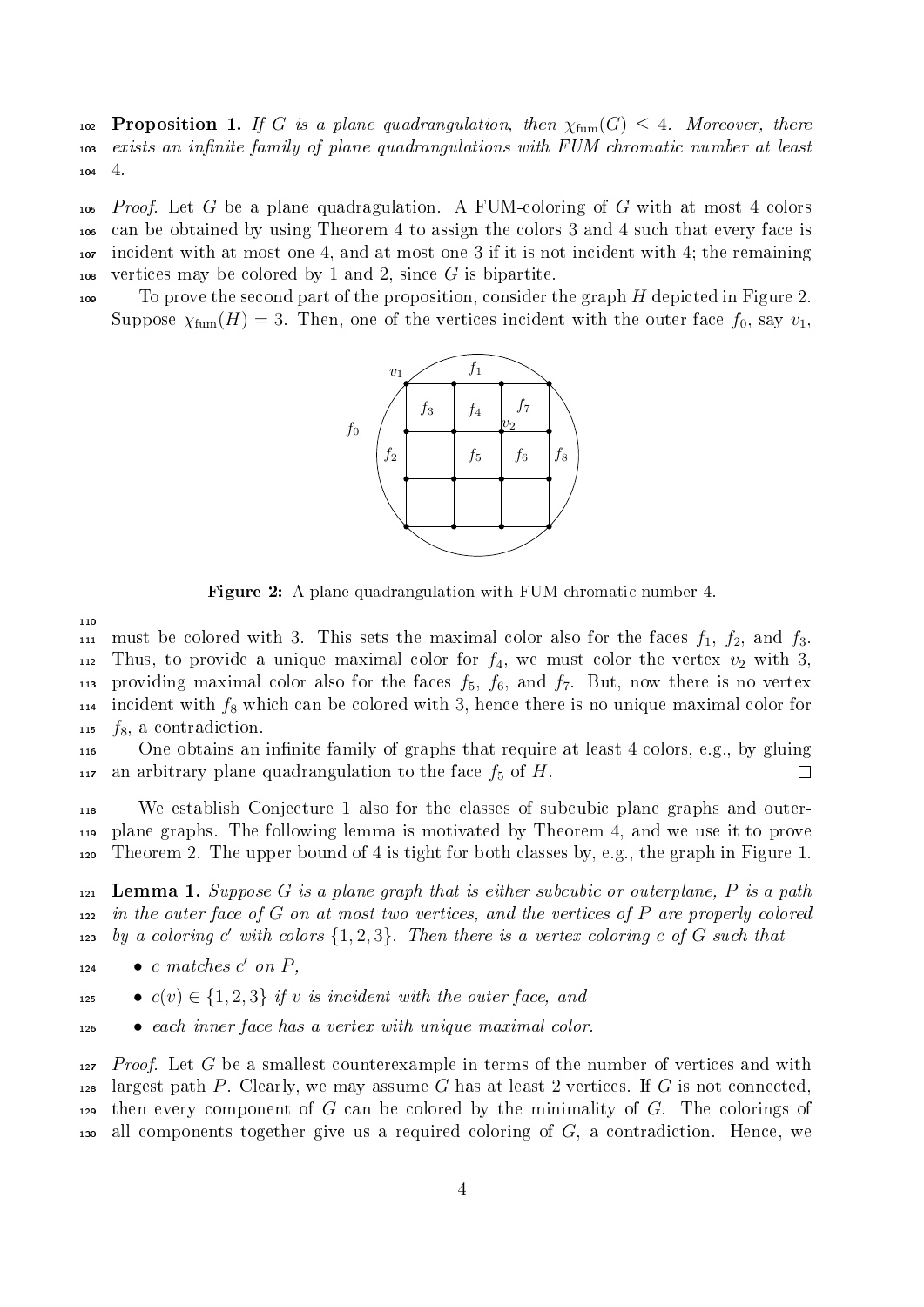**Proposition 1.** *If $G$ is a plane quadrangulation, then $\chi_{\text{fum}}(G) \leq 4$. Moreover, there exists an infinite family of plane quadrangulations with FUM chromatic number at least 4.*

*Proof.* Let $G$ be a plane quadragulation. A FUM-coloring of $G$ with at most 4 colors can be obtained by using Theorem 4 to assign the colors 3 and 4 such that every face is incident with at most one 4, and at most one 3 if it is not incident with 4; the remaining vertices may be colored by 1 and 2, since $G$ is bipartite.

To prove the second part of the proposition, consider the graph $H$ depicted in Figure 2. Suppose $\chi_{\text{fum}}(H) = 3$. Then, one of the vertices incident with the outer face $f_0$, say $v_1$,

**Figure 2:** A plane quadrangulation with FUM chromatic number 4.

must be colored with 3. This sets the maximal color also for the faces $f_1$, $f_2$, and $f_3$. Thus, to provide a unique maximal color for $f_4$, we must color the vertex $v_2$ with 3, providing maximal color also for the faces $f_5$, $f_6$, and $f_7$. But, now there is no vertex incident with $f_8$ which can be colored with 3, hence there is no unique maximal color for $f_8$, a contradiction.

One obtains an infinite family of graphs that require at least 4 colors, e.g., by gluing an arbitrary plane quadrangulation to the face $f_5$ of $H$. □

We establish Conjecture 1 also for the classes of subcubic plane graphs and outerplane graphs. The following lemma is motivated by Theorem 4, and we use it to prove Theorem 2. The upper bound of 4 is tight for both classes by, e.g., the graph in Figure 1.

**Lemma 1.** *Suppose $G$ is a plane graph that is either subcubic or outerplane, $P$ is a path in the outer face of $G$ on at most two vertices, and the vertices of $P$ are properly colored by a coloring $c'$ with colors $\{1, 2, 3\}$. Then there is a vertex coloring $c$ of $G$ such that*

- *$c$ matches $c'$ on $P$,*
- *$c(v) \in \{1, 2, 3\}$ if $v$ is incident with the outer face, and*
- *each inner face has a vertex with unique maximal color.*

*Proof.* Let $G$ be a smallest counterexample in terms of the number of vertices and with largest path $P$. Clearly, we may assume $G$ has at least 2 vertices. If $G$ is not connected, then every component of $G$ can be colored by the minimality of $G$. The colorings of all components together give us a required coloring of $G$, a contradiction. Hence, we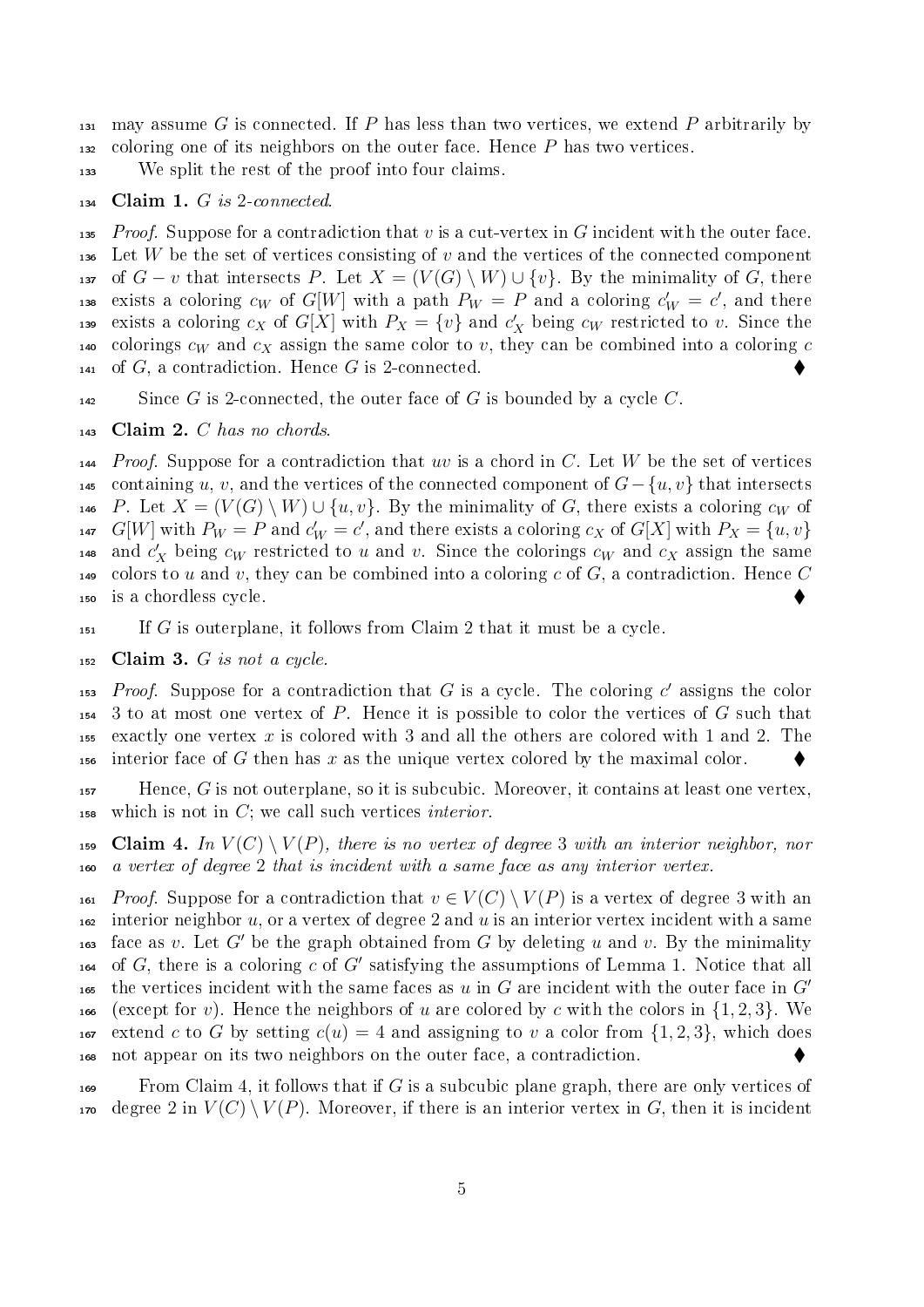may assume $G$ is connected. If $P$ has less than two vertices, we extend $P$ arbitrarily by coloring one of its neighbors on the outer face. Hence $P$ has two vertices.

We split the rest of the proof into four claims.

**Claim 1.** *$G$ is 2-connected.*

*Proof.* Suppose for a contradiction that $v$ is a cut-vertex in $G$ incident with the outer face. Let $W$ be the set of vertices consisting of $v$ and the vertices of the connected component of $G - v$ that intersects $P$. Let $X = (V(G) \setminus W) \cup \{v\}$. By the minimality of $G$, there exists a coloring $c_W$ of $G[W]$ with a path $P_W = P$ and a coloring $c'_W = c'$, and there exists a coloring $c_X$ of $G[X]$ with $P_X = \{v\}$ and $c'_X$ being $c_W$ restricted to $v$. Since the colorings $c_W$ and $c_X$ assign the same color to $v$, they can be combined into a coloring $c$ of $G$, a contradiction. Hence $G$ is 2-connected. ◆

Since $G$ is 2-connected, the outer face of $G$ is bounded by a cycle $C$.

**Claim 2.** *$C$ has no chords.*

*Proof.* Suppose for a contradiction that $uv$ is a chord in $C$. Let $W$ be the set of vertices containing $u$, $v$, and the vertices of the connected component of $G - \{u, v\}$ that intersects $P$. Let $X = (V(G) \setminus W) \cup \{u, v\}$. By the minimality of $G$, there exists a coloring $c_W$ of $G[W]$ with $P_W = P$ and $c'_W = c'$, and there exists a coloring $c_X$ of $G[X]$ with $P_X = \{u, v\}$ and $c'_X$ being $c_W$ restricted to $u$ and $v$. Since the colorings $c_W$ and $c_X$ assign the same colors to $u$ and $v$, they can be combined into a coloring $c$ of $G$, a contradiction. Hence $C$ is a chordless cycle. ◆

If $G$ is outerplane, it follows from Claim 2 that it must be a cycle.

**Claim 3.** *$G$ is not a cycle.*

*Proof.* Suppose for a contradiction that $G$ is a cycle. The coloring $c'$ assigns the color 3 to at most one vertex of $P$. Hence it is possible to color the vertices of $G$ such that exactly one vertex $x$ is colored with 3 and all the others are colored with 1 and 2. The interior face of $G$ then has $x$ as the unique vertex colored by the maximal color. ◆

Hence, $G$ is not outerplane, so it is subcubic. Moreover, it contains at least one vertex, which is not in $C$; we call such vertices *interior*.

**Claim 4.** *In $V(C) \setminus V(P)$, there is no vertex of degree 3 with an interior neighbor, nor a vertex of degree 2 that is incident with a same face as any interior vertex.*

*Proof.* Suppose for a contradiction that $v \in V(C) \setminus V(P)$ is a vertex of degree 3 with an interior neighbor $u$, or a vertex of degree 2 and $u$ is an interior vertex incident with a same face as $v$. Let $G'$ be the graph obtained from $G$ by deleting $u$ and $v$. By the minimality of $G$, there is a coloring $c$ of $G'$ satisfying the assumptions of Lemma 1. Notice that all the vertices incident with the same faces as $u$ in $G$ are incident with the outer face in $G'$ (except for $v$). Hence the neighbors of $u$ are colored by $c$ with the colors in $\{1, 2, 3\}$. We extend $c$ to $G$ by setting $c(u) = 4$ and assigning to $v$ a color from $\{1, 2, 3\}$, which does not appear on its two neighbors on the outer face, a contradiction. ◆

From Claim 4, it follows that if $G$ is a subcubic plane graph, there are only vertices of degree 2 in $V(C) \setminus V(P)$. Moreover, if there is an interior vertex in $G$, then it is incident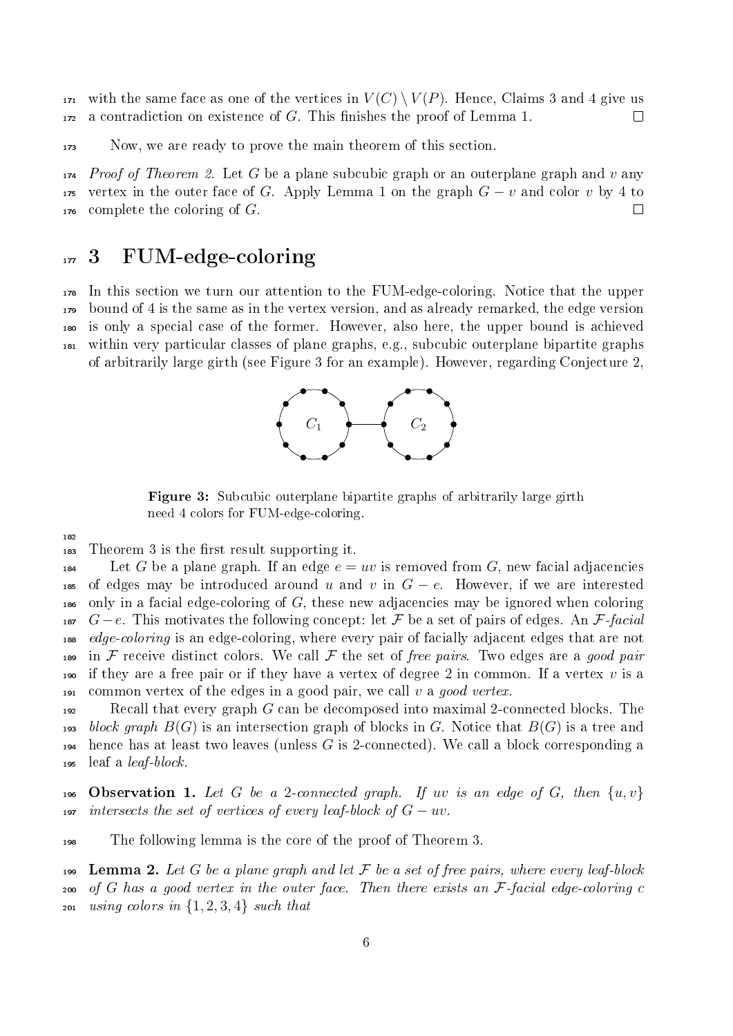with the same face as one of the vertices in $V(C) \setminus V(P)$. Hence, Claims 3 and 4 give us a contradiction on existence of $G$. This finishes the proof of Lemma 1. □

Now, we are ready to prove the main theorem of this section.

*Proof of Theorem 2.* Let $G$ be a plane subcubic graph or an outerplane graph and $v$ any vertex in the outer face of $G$. Apply Lemma 1 on the graph $G - v$ and color $v$ by 4 to complete the coloring of $G$. □

# 3 FUM-edge-coloring

In this section we turn our attention to the FUM-edge-coloring. Notice that the upper bound of 4 is the same as in the vertex version, and as already remarked, the edge version is only a special case of the former. However, also here, the upper bound is achieved within very particular classes of plane graphs, e.g., subcubic outerplane bipartite graphs of arbitrarily large girth (see Figure 3 for an example). However, regarding Conjecture 2, Theorem 3 is the first result supporting it.

**Figure 3:** Subcubic outerplane bipartite graphs of arbitrarily large girth need 4 colors for FUM-edge-coloring.

Let $G$ be a plane graph. If an edge $e = uv$ is removed from $G$, new facial adjacencies of edges may be introduced around $u$ and $v$ in $G - e$. However, if we are interested only in a facial edge-coloring of $G$, these new adjacencies may be ignored when coloring $G - e$. This motivates the following concept: let $\mathcal{F}$ be a set of pairs of edges. An *$\mathcal{F}$-facial edge-coloring* is an edge-coloring, where every pair of facially adjacent edges that are not in $\mathcal{F}$ receive distinct colors. We call $\mathcal{F}$ the set of *free pairs*. Two edges are a *good pair* if they are a free pair or if they have a vertex of degree 2 in common. If a vertex $v$ is a common vertex of the edges in a good pair, we call $v$ a *good vertex*.

Recall that every graph $G$ can be decomposed into maximal 2-connected blocks. The *block graph* $B(G)$ is an intersection graph of blocks in $G$. Notice that $B(G)$ is a tree and hence has at least two leaves (unless $G$ is 2-connected). We call a block corresponding a leaf a *leaf-block*.

**Observation 1.** *Let $G$ be a 2-connected graph. If $uv$ is an edge of $G$, then $\{u, v\}$ intersects the set of vertices of every leaf-block of $G - uv$.*

The following lemma is the core of the proof of Theorem 3.

**Lemma 2.** *Let $G$ be a plane graph and let $\mathcal{F}$ be a set of free pairs, where every leaf-block of $G$ has a good vertex in the outer face. Then there exists an $\mathcal{F}$-facial edge-coloring $c$ using colors in $\{1, 2, 3, 4\}$ such that*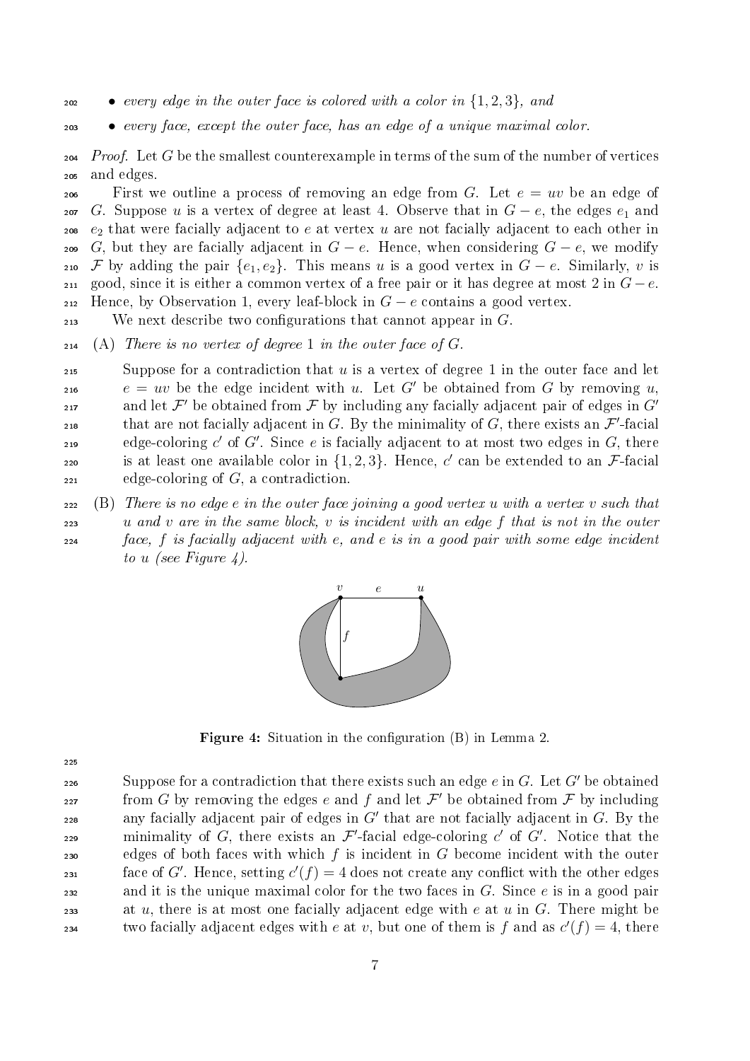- *every edge in the outer face is colored with a color in $\{1, 2, 3\}$, and*
- *every face, except the outer face, has an edge of a unique maximal color.*

*Proof.* Let $G$ be the smallest counterexample in terms of the sum of the number of vertices and edges.

First we outline a process of removing an edge from $G$. Let $e = uv$ be an edge of $G$. Suppose $u$ is a vertex of degree at least 4. Observe that in $G - e$, the edges $e_1$ and $e_2$ that were facially adjacent to $e$ at vertex $u$ are not facially adjacent to each other in $G$, but they are facially adjacent in $G - e$. Hence, when considering $G - e$, we modify $\mathcal{F}$ by adding the pair $\{e_1, e_2\}$. This means $u$ is a good vertex in $G - e$. Similarly, $v$ is good, since it is either a common vertex of a free pair or it has degree at most 2 in $G - e$. Hence, by Observation 1, every leaf-block in $G - e$ contains a good vertex.

We next describe two configurations that cannot appear in $G$.

(A) *There is no vertex of degree 1 in the outer face of $G$.*

Suppose for a contradiction that $u$ is a vertex of degree 1 in the outer face and let $e = uv$ be the edge incident with $u$. Let $G'$ be obtained from $G$ by removing $u$, and let $\mathcal{F}'$ be obtained from $\mathcal{F}$ by including any facially adjacent pair of edges in $G'$ that are not facially adjacent in $G$. By the minimality of $G$, there exists an $\mathcal{F}'$-facial edge-coloring $c'$ of $G'$. Since $e$ is facially adjacent to at most two edges in $G$, there is at least one available color in $\{1, 2, 3\}$. Hence, $c'$ can be extended to an $\mathcal{F}$-facial edge-coloring of $G$, a contradiction.

(B) *There is no edge $e$ in the outer face joining a good vertex $u$ with a vertex $v$ such that $u$ and $v$ are in the same block, $v$ is incident with an edge $f$ that is not in the outer face, $f$ is facially adjacent with $e$, and $e$ is in a good pair with some edge incident to $u$ (see Figure 4).*

**Figure 4:** Situation in the configuration (B) in Lemma 2.

Suppose for a contradiction that there exists such an edge $e$ in $G$. Let $G'$ be obtained from $G$ by removing the edges $e$ and $f$ and let $\mathcal{F}'$ be obtained from $\mathcal{F}$ by including any facially adjacent pair of edges in $G'$ that are not facially adjacent in $G$. By the minimality of $G$, there exists an $\mathcal{F}'$-facial edge-coloring $c'$ of $G'$. Notice that the edges of both faces with which $f$ is incident in $G$ become incident with the outer face of $G'$. Hence, setting $c'(f) = 4$ does not create any conflict with the other edges and it is the unique maximal color for the two faces in $G$. Since $e$ is in a good pair at $u$, there is at most one facially adjacent edge with $e$ at $u$ in $G$. There might be two facially adjacent edges with $e$ at $v$, but one of them is $f$ and as $c'(f) = 4$, there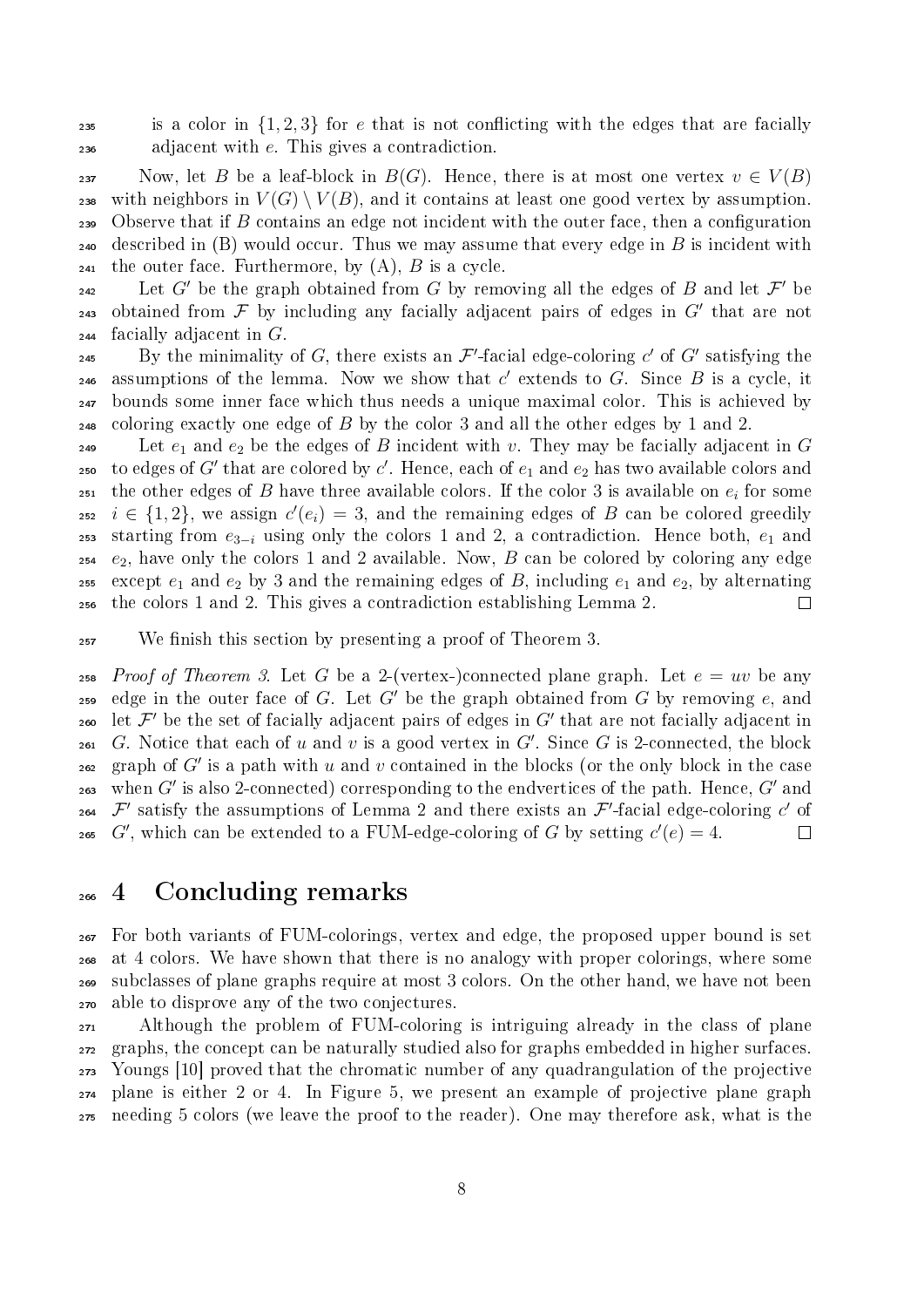is a color in $\{1, 2, 3\}$ for $e$ that is not conflicting with the edges that are facially adjacent with $e$. This gives a contradiction.

Now, let $B$ be a leaf-block in $B(G)$. Hence, there is at most one vertex $v \in V(B)$ with neighbors in $V(G) \setminus V(B)$, and it contains at least one good vertex by assumption. Observe that if $B$ contains an edge not incident with the outer face, then a configuration described in (B) would occur. Thus we may assume that every edge in $B$ is incident with the outer face. Furthermore, by (A), $B$ is a cycle.

Let $G'$ be the graph obtained from $G$ by removing all the edges of $B$ and let $\mathcal{F}'$ be obtained from $\mathcal{F}$ by including any facially adjacent pairs of edges in $G'$ that are not facially adjacent in $G$.

By the minimality of $G$, there exists an $\mathcal{F}'$-facial edge-coloring $c'$ of $G'$ satisfying the assumptions of the lemma. Now we show that $c'$ extends to $G$. Since $B$ is a cycle, it bounds some inner face which thus needs a unique maximal color. This is achieved by coloring exactly one edge of $B$ by the color 3 and all the other edges by 1 and 2.

Let $e_1$ and $e_2$ be the edges of $B$ incident with $v$. They may be facially adjacent in $G$ to edges of $G'$ that are colored by $c'$. Hence, each of $e_1$ and $e_2$ has two available colors and the other edges of $B$ have three available colors. If the color 3 is available on $e_i$ for some $i \in \{1, 2\}$, we assign $c'(e_i) = 3$, and the remaining edges of $B$ can be colored greedily starting from $e_{3-i}$ using only the colors 1 and 2, a contradiction. Hence both, $e_1$ and $e_2$, have only the colors 1 and 2 available. Now, $B$ can be colored by coloring any edge except $e_1$ and $e_2$ by 3 and the remaining edges of $B$, including $e_1$ and $e_2$, by alternating the colors 1 and 2. This gives a contradiction establishing Lemma 2. □

We finish this section by presenting a proof of Theorem 3.

*Proof of Theorem 3.* Let $G$ be a 2-(vertex-)connected plane graph. Let $e = uv$ be any edge in the outer face of $G$. Let $G'$ be the graph obtained from $G$ by removing $e$, and let $\mathcal{F}'$ be the set of facially adjacent pairs of edges in $G'$ that are not facially adjacent in $G$. Notice that each of $u$ and $v$ is a good vertex in $G'$. Since $G$ is 2-connected, the block graph of $G'$ is a path with $u$ and $v$ contained in the blocks (or the only block in the case when $G'$ is also 2-connected) corresponding to the endvertices of the path. Hence, $G'$ and $\mathcal{F}'$ satisfy the assumptions of Lemma 2 and there exists an $\mathcal{F}'$-facial edge-coloring $c'$ of $G'$, which can be extended to a FUM-edge-coloring of $G$ by setting $c'(e) = 4$. □

## 4 Concluding remarks

For both variants of FUM-colorings, vertex and edge, the proposed upper bound is set at 4 colors. We have shown that there is no analogy with proper colorings, where some subclasses of plane graphs require at most 3 colors. On the other hand, we have not been able to disprove any of the two conjectures.

Although the problem of FUM-coloring is intriguing already in the class of plane graphs, the concept can be naturally studied also for graphs embedded in higher surfaces. Youngs [10] proved that the chromatic number of any quadrangulation of the projective plane is either 2 or 4. In Figure 5, we present an example of projective plane graph needing 5 colors (we leave the proof to the reader). One may therefore ask, what is the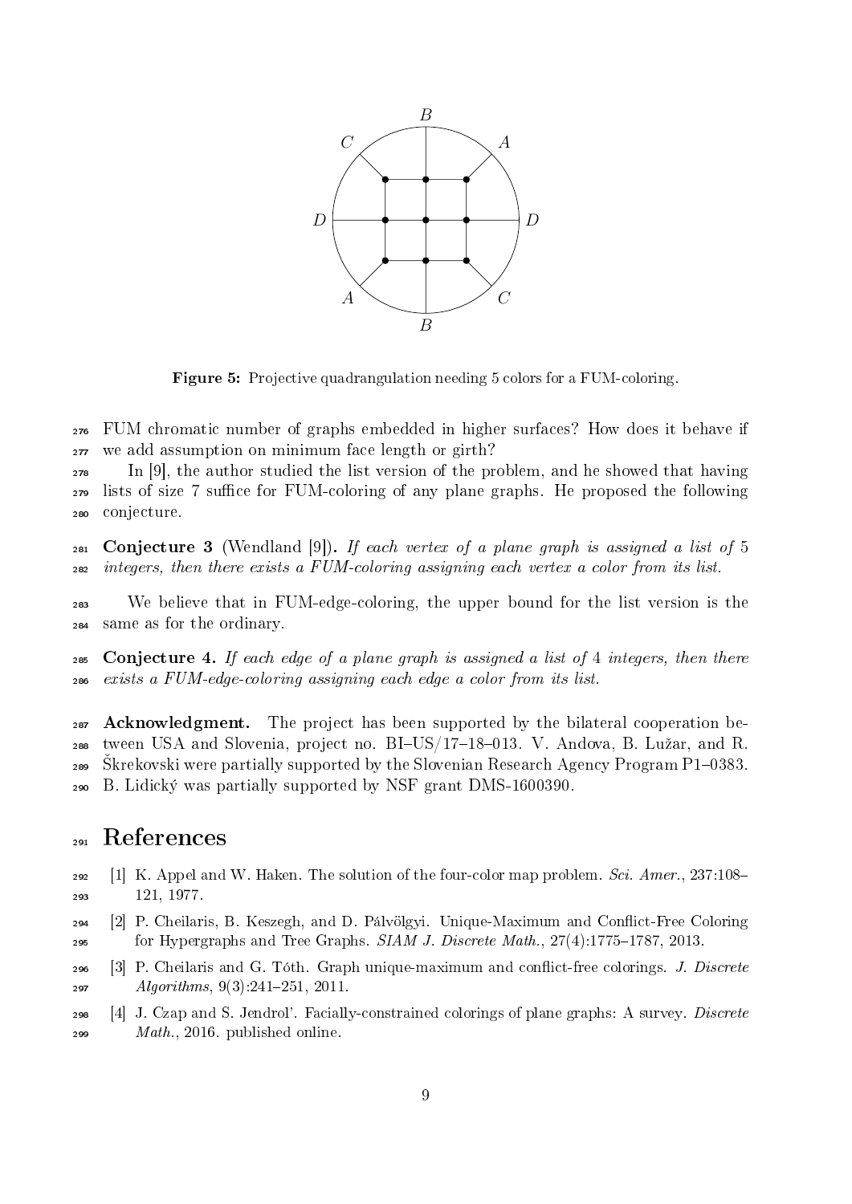Figure 5: Projective quadrangulation needing 5 colors for a FUM-coloring.

FUM chromatic number of graphs embedded in higher surfaces? How does it behave if we add assumption on minimum face length or girth?

In [9], the author studied the list version of the problem, and he showed that having lists of size 7 suffice for FUM-coloring of any plane graphs. He proposed the following conjecture.

**Conjecture 3** (Wendland [9])**.** *If each vertex of a plane graph is assigned a list of* 5 *integers, then there exists a FUM-coloring assigning each vertex a color from its list.*

We believe that in FUM-edge-coloring, the upper bound for the list version is the same as for the ordinary.

**Conjecture 4.** *If each edge of a plane graph is assigned a list of* 4 *integers, then there exists a FUM-edge-coloring assigning each edge a color from its list.*

**Acknowledgment.** The project has been supported by the bilateral cooperation between USA and Slovenia, project no. BI–US/17–18–013. V. Andova, B. Lužar, and R. Škrekovski were partially supported by the Slovenian Research Agency Program P1–0383. B. Lidický was partially supported by NSF grant DMS-1600390.

# References

[1] K. Appel and W. Haken. The solution of the four-color map problem. *Sci. Amer.*, 237:108–121, 1977.

[2] P. Cheilaris, B. Keszegh, and D. Pálvölgyi. Unique-Maximum and Conflict-Free Coloring for Hypergraphs and Tree Graphs. *SIAM J. Discrete Math.*, 27(4):1775–1787, 2013.

[3] P. Cheilaris and G. Tóth. Graph unique-maximum and conflict-free colorings. *J. Discrete Algorithms*, 9(3):241–251, 2011.

[4] J. Czap and S. Jendrol'. Facially-constrained colorings of plane graphs: A survey. *Discrete Math.*, 2016. published online.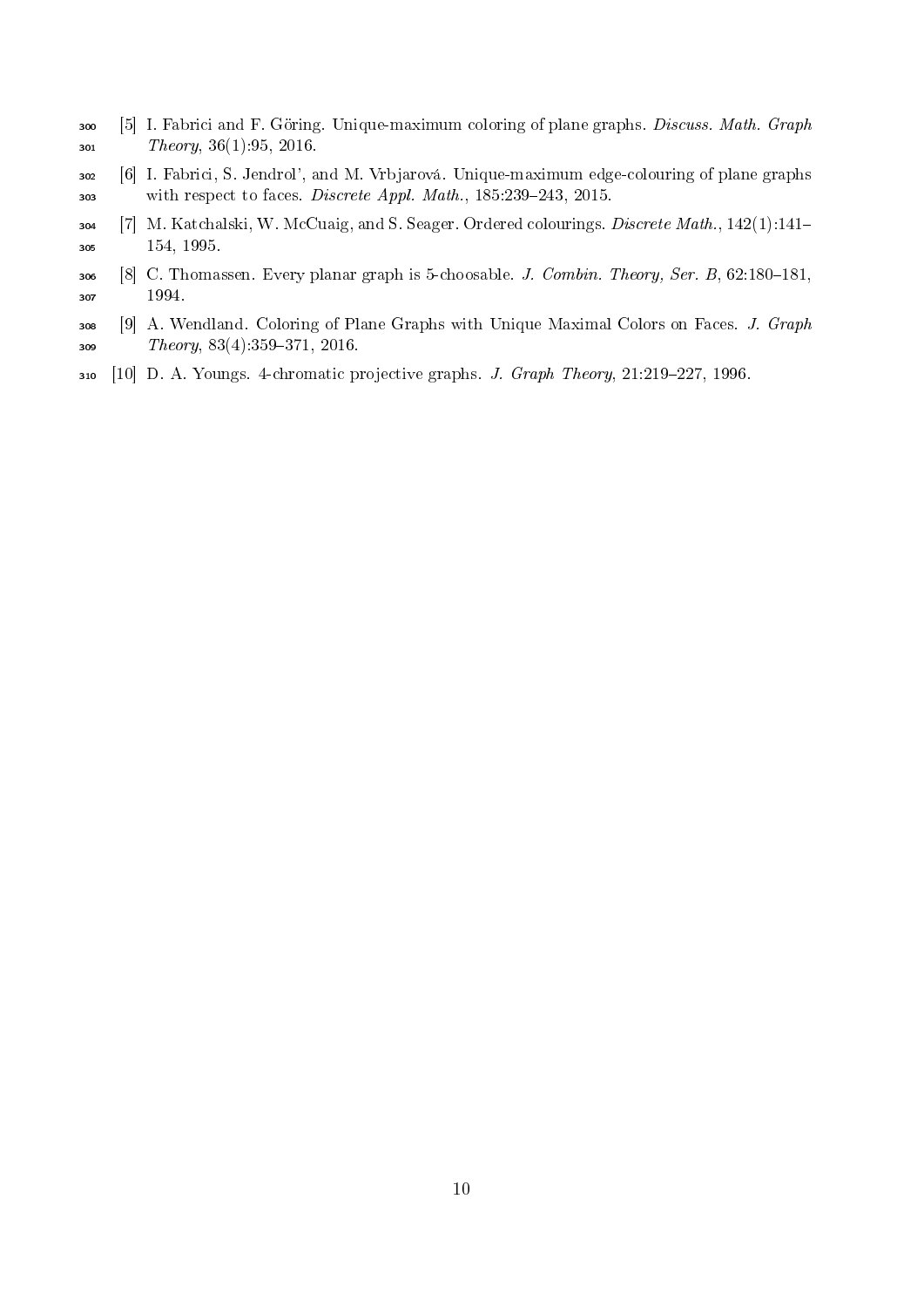[5] I. Fabrici and F. Göring. Unique-maximum coloring of plane graphs. *Discuss. Math. Graph Theory*, 36(1):95, 2016.

[6] I. Fabrici, S. Jendrol', and M. Vrbjarová. Unique-maximum edge-colouring of plane graphs with respect to faces. *Discrete Appl. Math.*, 185:239–243, 2015.

[7] M. Katchalski, W. McCuaig, and S. Seager. Ordered colourings. *Discrete Math.*, 142(1):141–154, 1995.

[8] C. Thomassen. Every planar graph is 5-choosable. *J. Combin. Theory, Ser. B*, 62:180–181, 1994.

[9] A. Wendland. Coloring of Plane Graphs with Unique Maximal Colors on Faces. *J. Graph Theory*, 83(4):359–371, 2016.

[10] D. A. Youngs. 4-chromatic projective graphs. *J. Graph Theory*, 21:219–227, 1996.